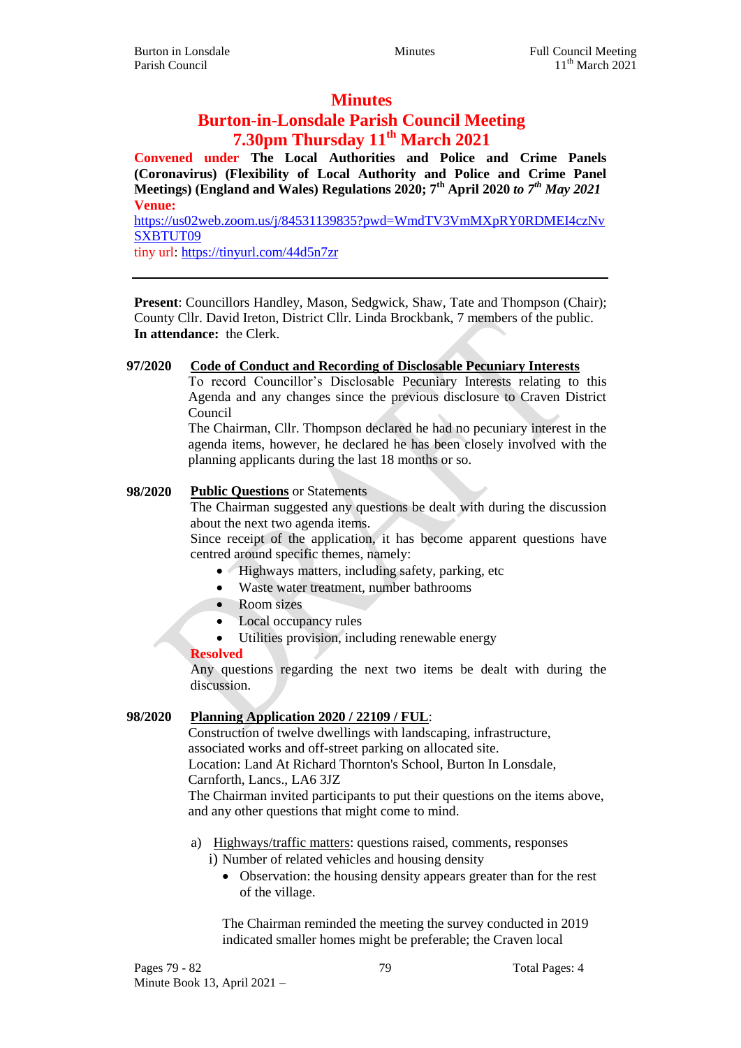# Minutes

## Burton-in-Lonsdale Parish Council Meeting

## 7.30pm Thursday 11th March 2021

**Convened under The Local Authorities and Police and Crime Panels (Coronavirus) (Flexibility of Local Authority and Police and Crime Panel Meetings) (England and Wales) Regulations 2020; 7th April 2020 *to* 7th *May 2021***

**Venue:**
https://us02web.zoom.us/j/84531139835?pwd=WmdTV3VmMXpRY0RDMEI4czNvSXBTUT09

tiny url: https://tinyurl.com/44d5n7zr

---

**Present**: Councillors Handley, Mason, Sedgwick, Shaw, Tate and Thompson (Chair); County Cllr. David Ireton, District Cllr. Linda Brockbank, 7 members of the public.
**In attendance:** the Clerk.

**97/2020** **Code of Conduct and Recording of Disclosable Pecuniary Interests**

To record Councillor's Disclosable Pecuniary Interests relating to this Agenda and any changes since the previous disclosure to Craven District Council

The Chairman, Cllr. Thompson declared he had no pecuniary interest in the agenda items, however, he declared he has been closely involved with the planning applicants during the last 18 months or so.

**98/2020** **Public Questions** or Statements

The Chairman suggested any questions be dealt with during the discussion about the next two agenda items.

Since receipt of the application, it has become apparent questions have centred around specific themes, namely:

- Highways matters, including safety, parking, etc
- Waste water treatment, number bathrooms
- Room sizes
- Local occupancy rules
- Utilities provision, including renewable energy

**Resolved**

Any questions regarding the next two items be dealt with during the discussion.

**98/2020** **Planning Application 2020 / 22109 / FUL**:

Construction of twelve dwellings with landscaping, infrastructure, associated works and off-street parking on allocated site.
Location: Land At Richard Thornton's School, Burton In Lonsdale, Carnforth, Lancs., LA6 3JZ

The Chairman invited participants to put their questions on the items above, and any other questions that might come to mind.

a) Highways/traffic matters: questions raised, comments, responses

i) Number of related vehicles and housing density

- Observation: the housing density appears greater than for the rest of the village.

The Chairman reminded the meeting the survey conducted in 2019 indicated smaller homes might be preferable; the Craven local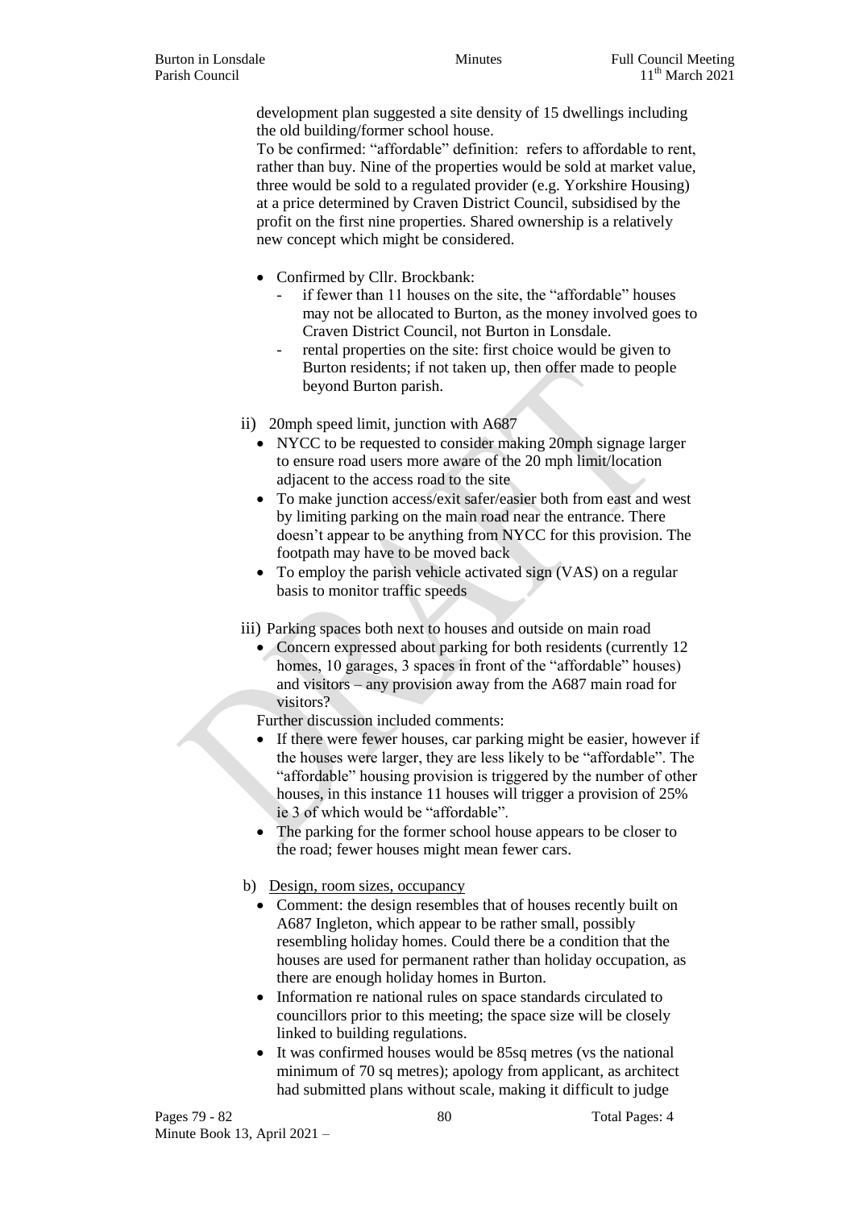development plan suggested a site density of 15 dwellings including the old building/former school house.

To be confirmed: "affordable" definition: refers to affordable to rent, rather than buy. Nine of the properties would be sold at market value, three would be sold to a regulated provider (e.g. Yorkshire Housing) at a price determined by Craven District Council, subsidised by the profit on the first nine properties. Shared ownership is a relatively new concept which might be considered.

- Confirmed by Cllr. Brockbank:
  - if fewer than 11 houses on the site, the "affordable" houses may not be allocated to Burton, as the money involved goes to Craven District Council, not Burton in Lonsdale.
  - rental properties on the site: first choice would be given to Burton residents; if not taken up, then offer made to people beyond Burton parish.

ii) 20mph speed limit, junction with A687

- NYCC to be requested to consider making 20mph signage larger to ensure road users more aware of the 20 mph limit/location adjacent to the access road to the site
- To make junction access/exit safer/easier both from east and west by limiting parking on the main road near the entrance. There doesn't appear to be anything from NYCC for this provision. The footpath may have to be moved back
- To employ the parish vehicle activated sign (VAS) on a regular basis to monitor traffic speeds

iii) Parking spaces both next to houses and outside on main road

- Concern expressed about parking for both residents (currently 12 homes, 10 garages, 3 spaces in front of the "affordable" houses) and visitors – any provision away from the A687 main road for visitors?

Further discussion included comments:

- If there were fewer houses, car parking might be easier, however if the houses were larger, they are less likely to be "affordable". The "affordable" housing provision is triggered by the number of other houses, in this instance 11 houses will trigger a provision of 25% ie 3 of which would be "affordable".
- The parking for the former school house appears to be closer to the road; fewer houses might mean fewer cars.

b) Design, room sizes, occupancy

- Comment: the design resembles that of houses recently built on A687 Ingleton, which appear to be rather small, possibly resembling holiday homes. Could there be a condition that the houses are used for permanent rather than holiday occupation, as there are enough holiday homes in Burton.
- Information re national rules on space standards circulated to councillors prior to this meeting; the space size will be closely linked to building regulations.
- It was confirmed houses would be 85sq metres (vs the national minimum of 70 sq metres); apology from applicant, as architect had submitted plans without scale, making it difficult to judge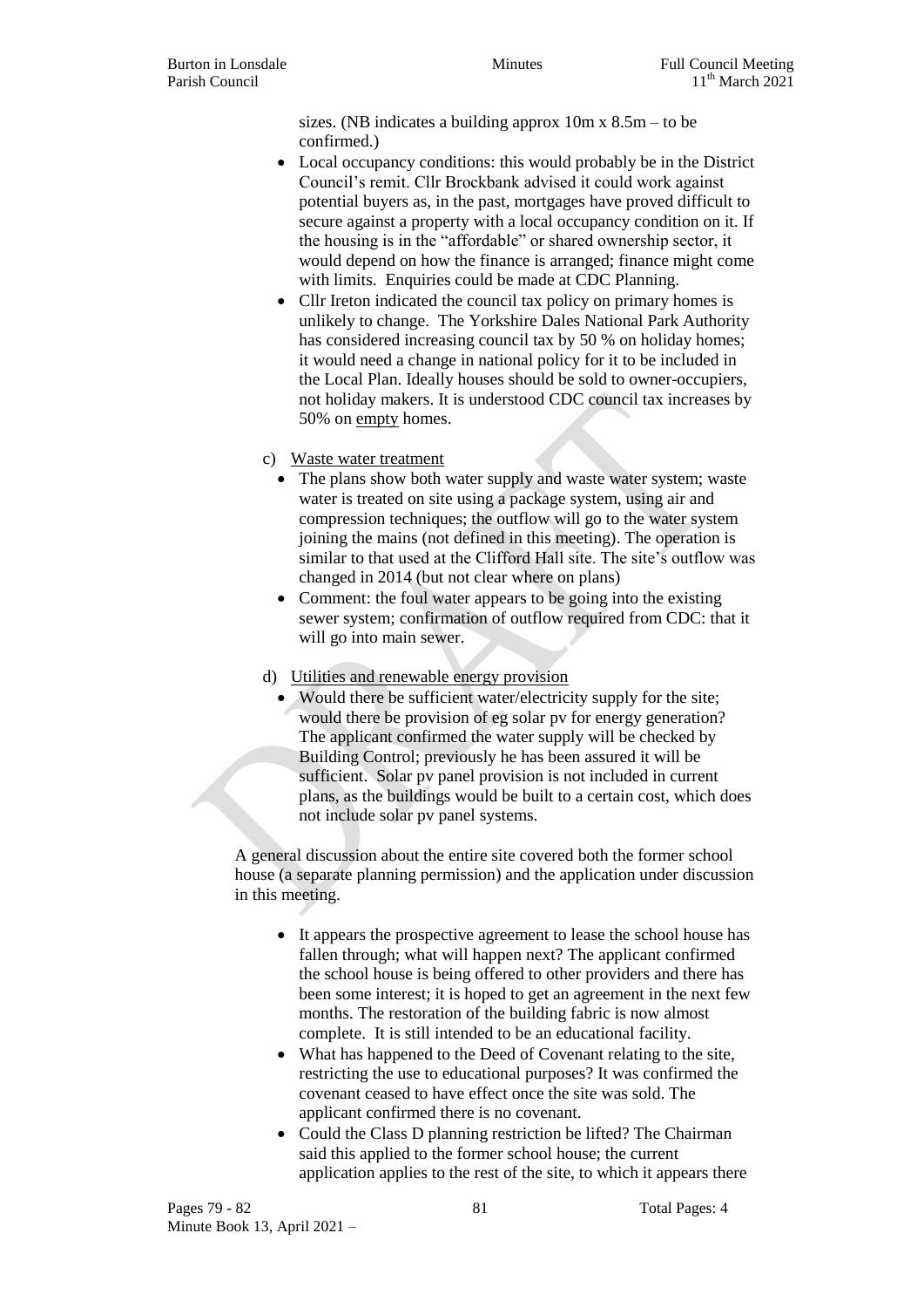sizes. (NB indicates a building approx 10m x 8.5m – to be confirmed.)

- Local occupancy conditions: this would probably be in the District Council's remit. Cllr Brockbank advised it could work against potential buyers as, in the past, mortgages have proved difficult to secure against a property with a local occupancy condition on it. If the housing is in the "affordable" or shared ownership sector, it would depend on how the finance is arranged; finance might come with limits. Enquiries could be made at CDC Planning.
- Cllr Ireton indicated the council tax policy on primary homes is unlikely to change. The Yorkshire Dales National Park Authority has considered increasing council tax by 50 % on holiday homes; it would need a change in national policy for it to be included in the Local Plan. Ideally houses should be sold to owner-occupiers, not holiday makers. It is understood CDC council tax increases by 50% on empty homes.

c) Waste water treatment

- The plans show both water supply and waste water system; waste water is treated on site using a package system, using air and compression techniques; the outflow will go to the water system joining the mains (not defined in this meeting). The operation is similar to that used at the Clifford Hall site. The site's outflow was changed in 2014 (but not clear where on plans)
- Comment: the foul water appears to be going into the existing sewer system; confirmation of outflow required from CDC: that it will go into main sewer.

d) Utilities and renewable energy provision

- Would there be sufficient water/electricity supply for the site; would there be provision of eg solar pv for energy generation? The applicant confirmed the water supply will be checked by Building Control; previously he has been assured it will be sufficient. Solar pv panel provision is not included in current plans, as the buildings would be built to a certain cost, which does not include solar pv panel systems.

A general discussion about the entire site covered both the former school house (a separate planning permission) and the application under discussion in this meeting.

- It appears the prospective agreement to lease the school house has fallen through; what will happen next? The applicant confirmed the school house is being offered to other providers and there has been some interest; it is hoped to get an agreement in the next few months. The restoration of the building fabric is now almost complete. It is still intended to be an educational facility.
- What has happened to the Deed of Covenant relating to the site, restricting the use to educational purposes? It was confirmed the covenant ceased to have effect once the site was sold. The applicant confirmed there is no covenant.
- Could the Class D planning restriction be lifted? The Chairman said this applied to the former school house; the current application applies to the rest of the site, to which it appears there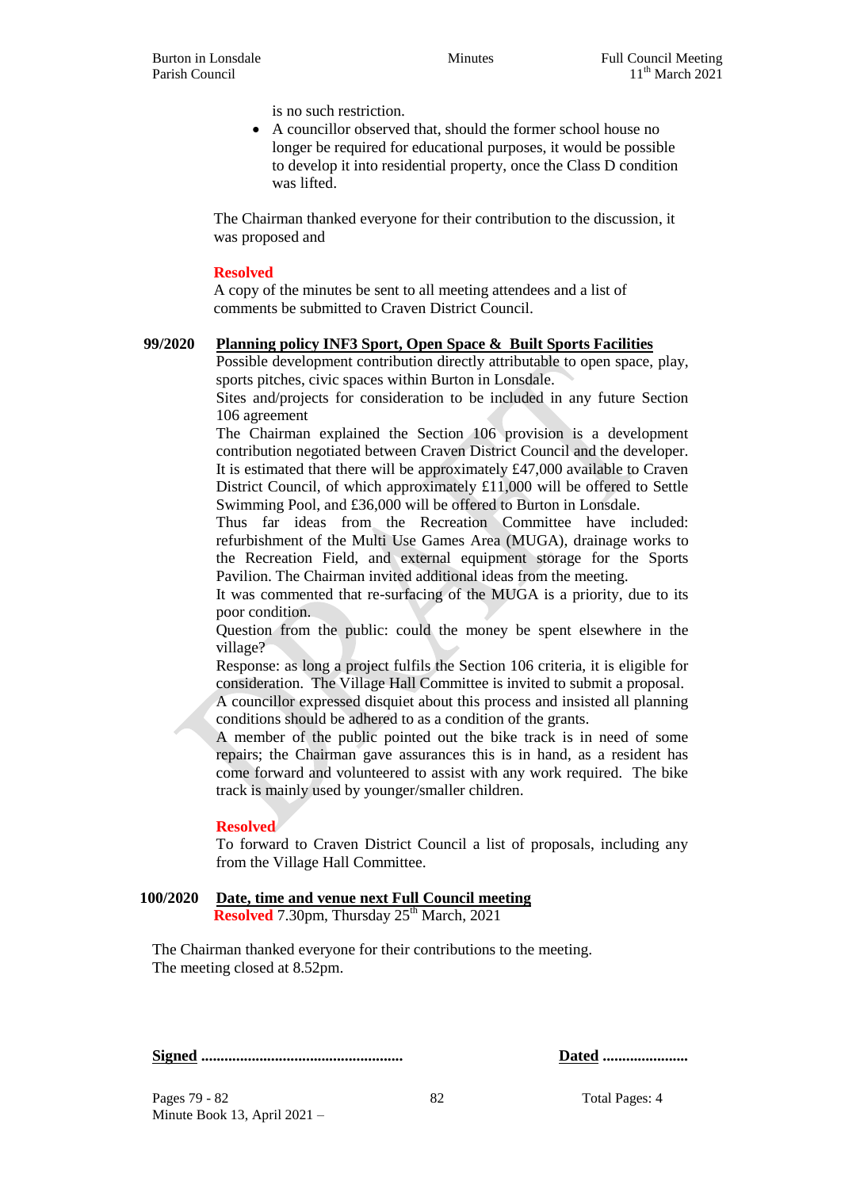is no such restriction.

- A councillor observed that, should the former school house no longer be required for educational purposes, it would be possible to develop it into residential property, once the Class D condition was lifted.

The Chairman thanked everyone for their contribution to the discussion, it was proposed and

**Resolved**
A copy of the minutes be sent to all meeting attendees and a list of comments be submitted to Craven District Council.

**99/2020** **Planning policy INF3 Sport, Open Space & Built Sports Facilities**

Possible development contribution directly attributable to open space, play, sports pitches, civic spaces within Burton in Lonsdale.

Sites and/projects for consideration to be included in any future Section 106 agreement

The Chairman explained the Section 106 provision is a development contribution negotiated between Craven District Council and the developer. It is estimated that there will be approximately £47,000 available to Craven District Council, of which approximately £11,000 will be offered to Settle Swimming Pool, and £36,000 will be offered to Burton in Lonsdale.

Thus far ideas from the Recreation Committee have included: refurbishment of the Multi Use Games Area (MUGA), drainage works to the Recreation Field, and external equipment storage for the Sports Pavilion. The Chairman invited additional ideas from the meeting.

It was commented that re-surfacing of the MUGA is a priority, due to its poor condition.

Question from the public: could the money be spent elsewhere in the village?

Response: as long a project fulfils the Section 106 criteria, it is eligible for consideration. The Village Hall Committee is invited to submit a proposal.

A councillor expressed disquiet about this process and insisted all planning conditions should be adhered to as a condition of the grants.

A member of the public pointed out the bike track is in need of some repairs; the Chairman gave assurances this is in hand, as a resident has come forward and volunteered to assist with any work required. The bike track is mainly used by younger/smaller children.

**Resolved**
To forward to Craven District Council a list of proposals, including any from the Village Hall Committee.

**100/2020** **Date, time and venue next Full Council meeting**

**Resolved** 7.30pm, Thursday 25th March, 2021

The Chairman thanked everyone for their contributions to the meeting.
The meeting closed at 8.52pm.

**Signed** ................................................... **Dated** ......................

Pages 79 - 82
Minute Book 13, April 2021 –